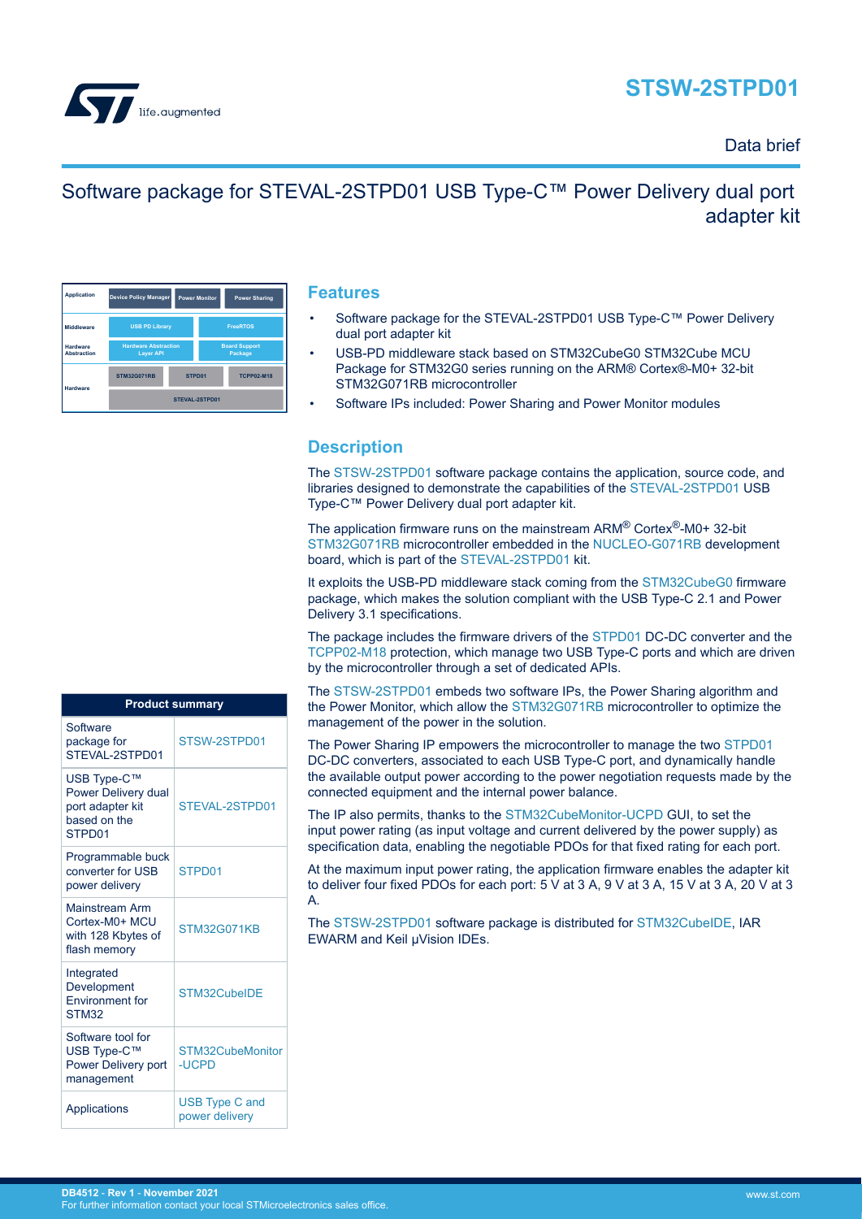# STSW-2STPD01

Data brief

## Software package for STEVAL-2STPD01 USB Type-C™ Power Delivery dual port adapter kit

| Application | Device Policy Manager | Power Monitor | Power Sharing |
|---|---|---|---|
| Middleware | USB PD Library | | FreeRTOS |
| Hardware Abstraction | Hardware Abstraction Layer API | | Board Support Package |
| Hardware | STM32G071RB | STPD01 | TCPP02-M18 |
| | STEVAL-2STPD01 | | |

## Features

- Software package for the STEVAL-2STPD01 USB Type-C™ Power Delivery dual port adapter kit
- USB-PD middleware stack based on STM32CubeG0 STM32Cube MCU Package for STM32G0 series running on the ARM® Cortex®-M0+ 32-bit STM32G071RB microcontroller
- Software IPs included: Power Sharing and Power Monitor modules

## Description

The STSW-2STPD01 software package contains the application, source code, and libraries designed to demonstrate the capabilities of the STEVAL-2STPD01 USB Type-C™ Power Delivery dual port adapter kit.

The application firmware runs on the mainstream ARM® Cortex®-M0+ 32-bit STM32G071RB microcontroller embedded in the NUCLEO-G071RB development board, which is part of the STEVAL-2STPD01 kit.

It exploits the USB-PD middleware stack coming from the STM32CubeG0 firmware package, which makes the solution compliant with the USB Type-C 2.1 and Power Delivery 3.1 specifications.

The package includes the firmware drivers of the STPD01 DC-DC converter and the TCPP02-M18 protection, which manage two USB Type-C ports and which are driven by the microcontroller through a set of dedicated APIs.

The STSW-2STPD01 embeds two software IPs, the Power Sharing algorithm and the Power Monitor, which allow the STM32G071RB microcontroller to optimize the management of the power in the solution.

The Power Sharing IP empowers the microcontroller to manage the two STPD01 DC-DC converters, associated to each USB Type-C port, and dynamically handle the available output power according to the power negotiation requests made by the connected equipment and the internal power balance.

The IP also permits, thanks to the STM32CubeMonitor-UCPD GUI, to set the input power rating (as input voltage and current delivered by the power supply) as specification data, enabling the negotiable PDOs for that fixed rating for each port.

At the maximum input power rating, the application firmware enables the adapter kit to deliver four fixed PDOs for each port: 5 V at 3 A, 9 V at 3 A, 15 V at 3 A, 20 V at 3 A.

The STSW-2STPD01 software package is distributed for STM32CubeIDE, IAR EWARM and Keil µVision IDEs.

| Product summary | |
|---|---|
| Software package for STEVAL-2STPD01 | STSW-2STPD01 |
| USB Type-C™ Power Delivery dual port adapter kit based on the STPD01 | STEVAL-2STPD01 |
| Programmable buck converter for USB power delivery | STPD01 |
| Mainstream Arm Cortex-M0+ MCU with 128 Kbytes of flash memory | STM32G071KB |
| Integrated Development Environment for STM32 | STM32CubeIDE |
| Software tool for USB Type-C™ Power Delivery port management | STM32CubeMonitor-UCPD |
| Applications | USB Type C and power delivery |

DB4512 - Rev 1 - November 2021
For further information contact your local STMicroelectronics sales office.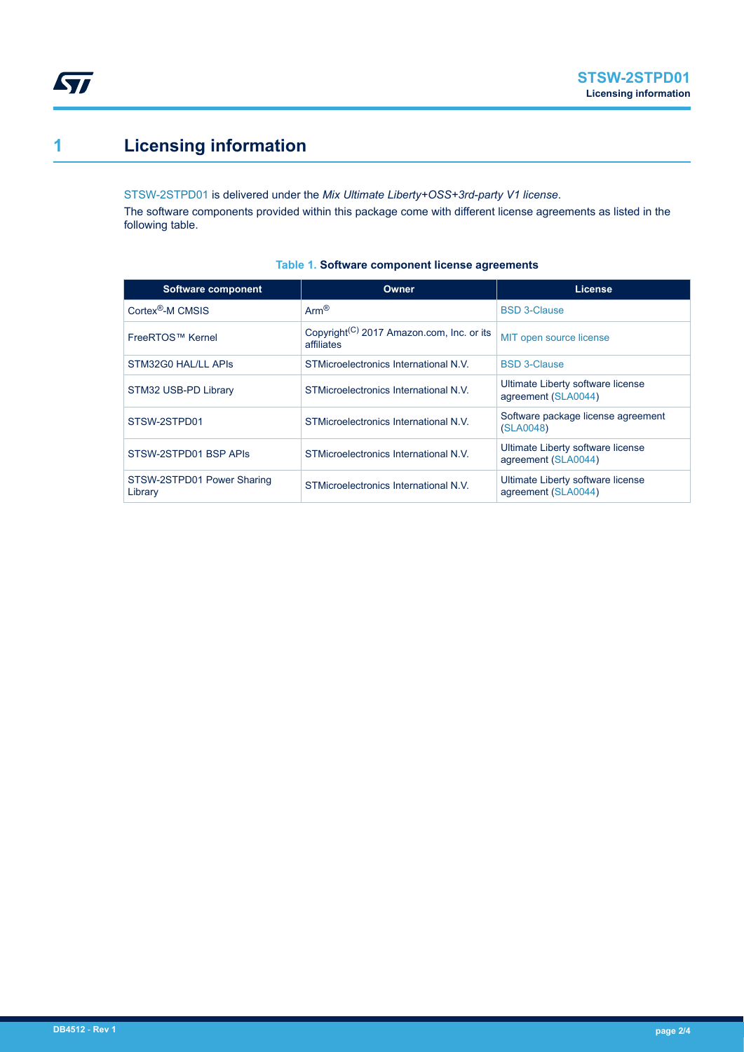# 1 Licensing information

STSW-2STPD01 is delivered under the *Mix Ultimate Liberty+OSS+3rd-party V1 license*.

The software components provided within this package come with different license agreements as listed in the following table.

**Table 1. Software component license agreements**

| Software component | Owner | License |
| --- | --- | --- |
| Cortex®-M CMSIS | Arm® | BSD 3-Clause |
| FreeRTOS™ Kernel | Copyright(C) 2017 Amazon.com, Inc. or its affiliates | MIT open source license |
| STM32G0 HAL/LL APIs | STMicroelectronics International N.V. | BSD 3-Clause |
| STM32 USB-PD Library | STMicroelectronics International N.V. | Ultimate Liberty software license agreement (SLA0044) |
| STSW-2STPD01 | STMicroelectronics International N.V. | Software package license agreement (SLA0048) |
| STSW-2STPD01 BSP APIs | STMicroelectronics International N.V. | Ultimate Liberty software license agreement (SLA0044) |
| STSW-2STPD01 Power Sharing Library | STMicroelectronics International N.V. | Ultimate Liberty software license agreement (SLA0044) |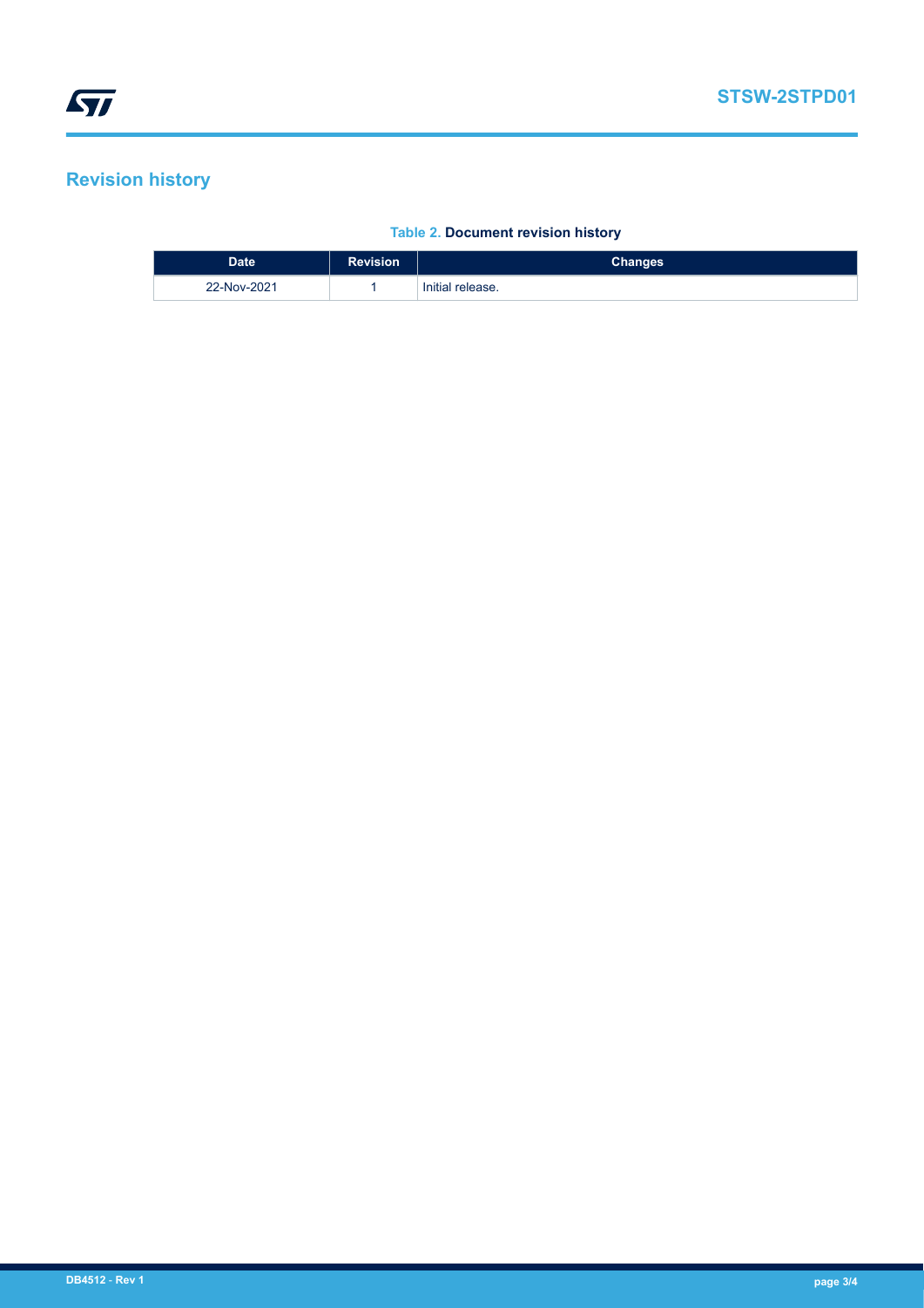## Revision history

**Table 2. Document revision history**

| Date | Revision | Changes |
| --- | --- | --- |
| 22-Nov-2021 | 1 | Initial release. |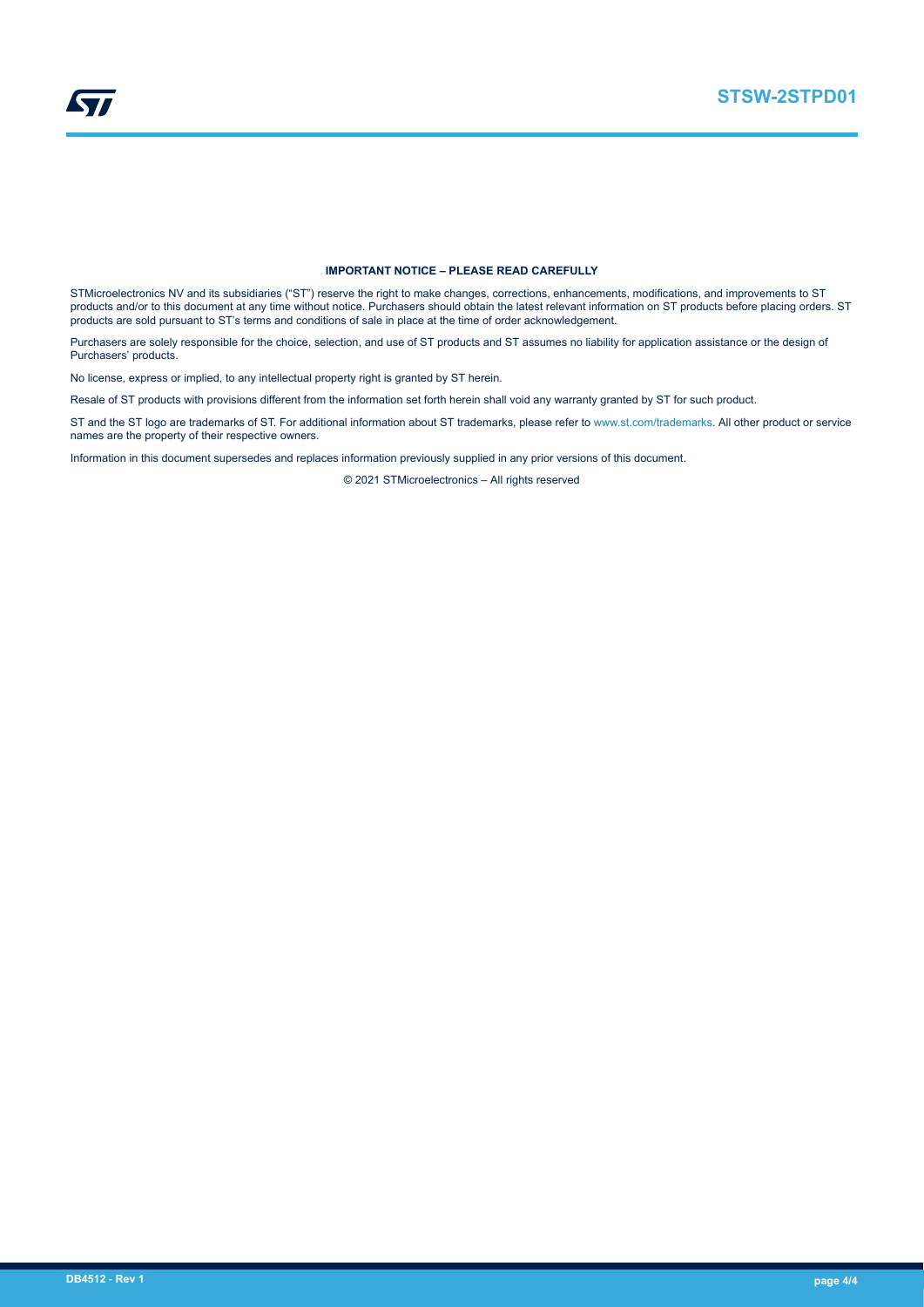**IMPORTANT NOTICE – PLEASE READ CAREFULLY**

STMicroelectronics NV and its subsidiaries ("ST") reserve the right to make changes, corrections, enhancements, modifications, and improvements to ST products and/or to this document at any time without notice. Purchasers should obtain the latest relevant information on ST products before placing orders. ST products are sold pursuant to ST's terms and conditions of sale in place at the time of order acknowledgement.

Purchasers are solely responsible for the choice, selection, and use of ST products and ST assumes no liability for application assistance or the design of Purchasers' products.

No license, express or implied, to any intellectual property right is granted by ST herein.

Resale of ST products with provisions different from the information set forth herein shall void any warranty granted by ST for such product.

ST and the ST logo are trademarks of ST. For additional information about ST trademarks, please refer to www.st.com/trademarks. All other product or service names are the property of their respective owners.

Information in this document supersedes and replaces information previously supplied in any prior versions of this document.

© 2021 STMicroelectronics – All rights reserved